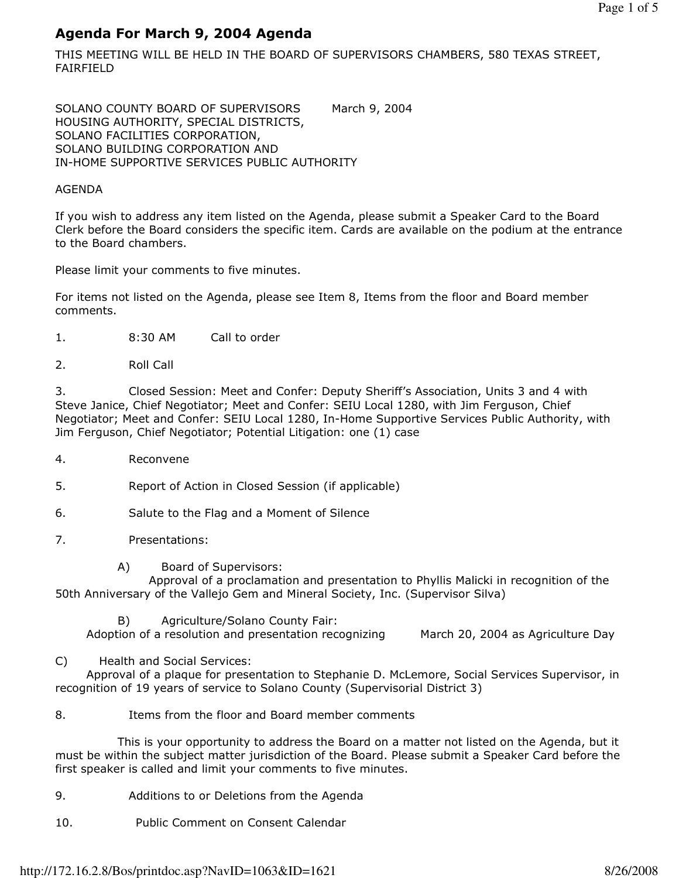# Agenda For March 9, 2004 Agenda

THIS MEETING WILL BE HELD IN THE BOARD OF SUPERVISORS CHAMBERS, 580 TEXAS STREET, FAIRFIELD

SOLANO COUNTY BOARD OF SUPERVISORS March 9, 2004
HOUSING AUTHORITY, SPECIAL DISTRICTS,
SOLANO FACILITIES CORPORATION,
SOLANO BUILDING CORPORATION AND
IN-HOME SUPPORTIVE SERVICES PUBLIC AUTHORITY

AGENDA

If you wish to address any item listed on the Agenda, please submit a Speaker Card to the Board Clerk before the Board considers the specific item. Cards are available on the podium at the entrance to the Board chambers.

Please limit your comments to five minutes.

For items not listed on the Agenda, please see Item 8, Items from the floor and Board member comments.

1. 8:30 AM Call to order

2. Roll Call

3. Closed Session: Meet and Confer: Deputy Sheriff's Association, Units 3 and 4 with Steve Janice, Chief Negotiator; Meet and Confer: SEIU Local 1280, with Jim Ferguson, Chief Negotiator; Meet and Confer: SEIU Local 1280, In-Home Supportive Services Public Authority, with Jim Ferguson, Chief Negotiator; Potential Litigation: one (1) case

4. Reconvene

5. Report of Action in Closed Session (if applicable)

6. Salute to the Flag and a Moment of Silence

7. Presentations:

   A) Board of Supervisors:
   Approval of a proclamation and presentation to Phyllis Malicki in recognition of the 50th Anniversary of the Vallejo Gem and Mineral Society, Inc. (Supervisor Silva)

   B) Agriculture/Solano County Fair:
   Adoption of a resolution and presentation recognizing March 20, 2004 as Agriculture Day

   C) Health and Social Services:
   Approval of a plaque for presentation to Stephanie D. McLemore, Social Services Supervisor, in recognition of 19 years of service to Solano County (Supervisorial District 3)

8. Items from the floor and Board member comments

   This is your opportunity to address the Board on a matter not listed on the Agenda, but it must be within the subject matter jurisdiction of the Board. Please submit a Speaker Card before the first speaker is called and limit your comments to five minutes.

9. Additions to or Deletions from the Agenda

10. Public Comment on Consent Calendar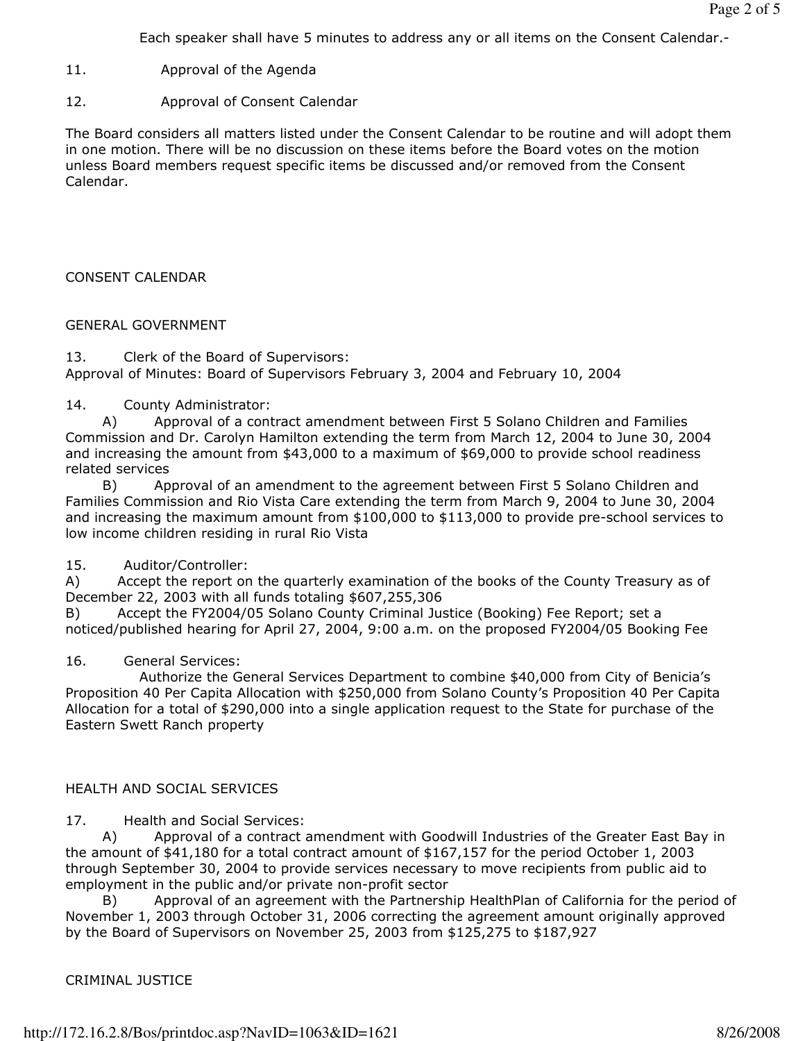Each speaker shall have 5 minutes to address any or all items on the Consent Calendar.-

11. Approval of the Agenda

12. Approval of Consent Calendar

The Board considers all matters listed under the Consent Calendar to be routine and will adopt them in one motion. There will be no discussion on these items before the Board votes on the motion unless Board members request specific items be discussed and/or removed from the Consent Calendar.

CONSENT CALENDAR

GENERAL GOVERNMENT

13. Clerk of the Board of Supervisors:
Approval of Minutes: Board of Supervisors February 3, 2004 and February 10, 2004

14. County Administrator:

A) Approval of a contract amendment between First 5 Solano Children and Families Commission and Dr. Carolyn Hamilton extending the term from March 12, 2004 to June 30, 2004 and increasing the amount from $43,000 to a maximum of $69,000 to provide school readiness related services

B) Approval of an amendment to the agreement between First 5 Solano Children and Families Commission and Rio Vista Care extending the term from March 9, 2004 to June 30, 2004 and increasing the maximum amount from $100,000 to $113,000 to provide pre-school services to low income children residing in rural Rio Vista

15. Auditor/Controller:

A) Accept the report on the quarterly examination of the books of the County Treasury as of December 22, 2003 with all funds totaling $607,255,306

B) Accept the FY2004/05 Solano County Criminal Justice (Booking) Fee Report; set a noticed/published hearing for April 27, 2004, 9:00 a.m. on the proposed FY2004/05 Booking Fee

16. General Services:

Authorize the General Services Department to combine $40,000 from City of Benicia's Proposition 40 Per Capita Allocation with $250,000 from Solano County's Proposition 40 Per Capita Allocation for a total of $290,000 into a single application request to the State for purchase of the Eastern Swett Ranch property

HEALTH AND SOCIAL SERVICES

17. Health and Social Services:

A) Approval of a contract amendment with Goodwill Industries of the Greater East Bay in the amount of $41,180 for a total contract amount of $167,157 for the period October 1, 2003 through September 30, 2004 to provide services necessary to move recipients from public aid to employment in the public and/or private non-profit sector

B) Approval of an agreement with the Partnership HealthPlan of California for the period of November 1, 2003 through October 31, 2006 correcting the agreement amount originally approved by the Board of Supervisors on November 25, 2003 from $125,275 to $187,927

CRIMINAL JUSTICE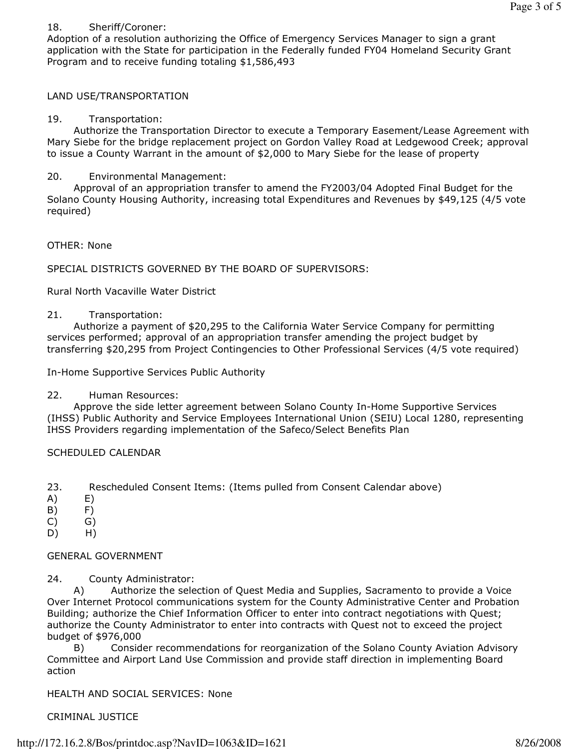18. Sheriff/Coroner:
Adoption of a resolution authorizing the Office of Emergency Services Manager to sign a grant application with the State for participation in the Federally funded FY04 Homeland Security Grant Program and to receive funding totaling $1,586,493

LAND USE/TRANSPORTATION

19. Transportation:
Authorize the Transportation Director to execute a Temporary Easement/Lease Agreement with Mary Siebe for the bridge replacement project on Gordon Valley Road at Ledgewood Creek; approval to issue a County Warrant in the amount of $2,000 to Mary Siebe for the lease of property

20. Environmental Management:
Approval of an appropriation transfer to amend the FY2003/04 Adopted Final Budget for the Solano County Housing Authority, increasing total Expenditures and Revenues by $49,125 (4/5 vote required)

OTHER: None

SPECIAL DISTRICTS GOVERNED BY THE BOARD OF SUPERVISORS:

Rural North Vacaville Water District

21. Transportation:
Authorize a payment of $20,295 to the California Water Service Company for permitting services performed; approval of an appropriation transfer amending the project budget by transferring $20,295 from Project Contingencies to Other Professional Services (4/5 vote required)

In-Home Supportive Services Public Authority

22. Human Resources:
Approve the side letter agreement between Solano County In-Home Supportive Services (IHSS) Public Authority and Service Employees International Union (SEIU) Local 1280, representing IHSS Providers regarding implementation of the Safeco/Select Benefits Plan

SCHEDULED CALENDAR

23. Rescheduled Consent Items: (Items pulled from Consent Calendar above)

A) E)
B) F)
C) G)
D) H)

GENERAL GOVERNMENT

24. County Administrator:
A) Authorize the selection of Quest Media and Supplies, Sacramento to provide a Voice Over Internet Protocol communications system for the County Administrative Center and Probation Building; authorize the Chief Information Officer to enter into contract negotiations with Quest; authorize the County Administrator to enter into contracts with Quest not to exceed the project budget of $976,000
B) Consider recommendations for reorganization of the Solano County Aviation Advisory Committee and Airport Land Use Commission and provide staff direction in implementing Board action

HEALTH AND SOCIAL SERVICES: None

CRIMINAL JUSTICE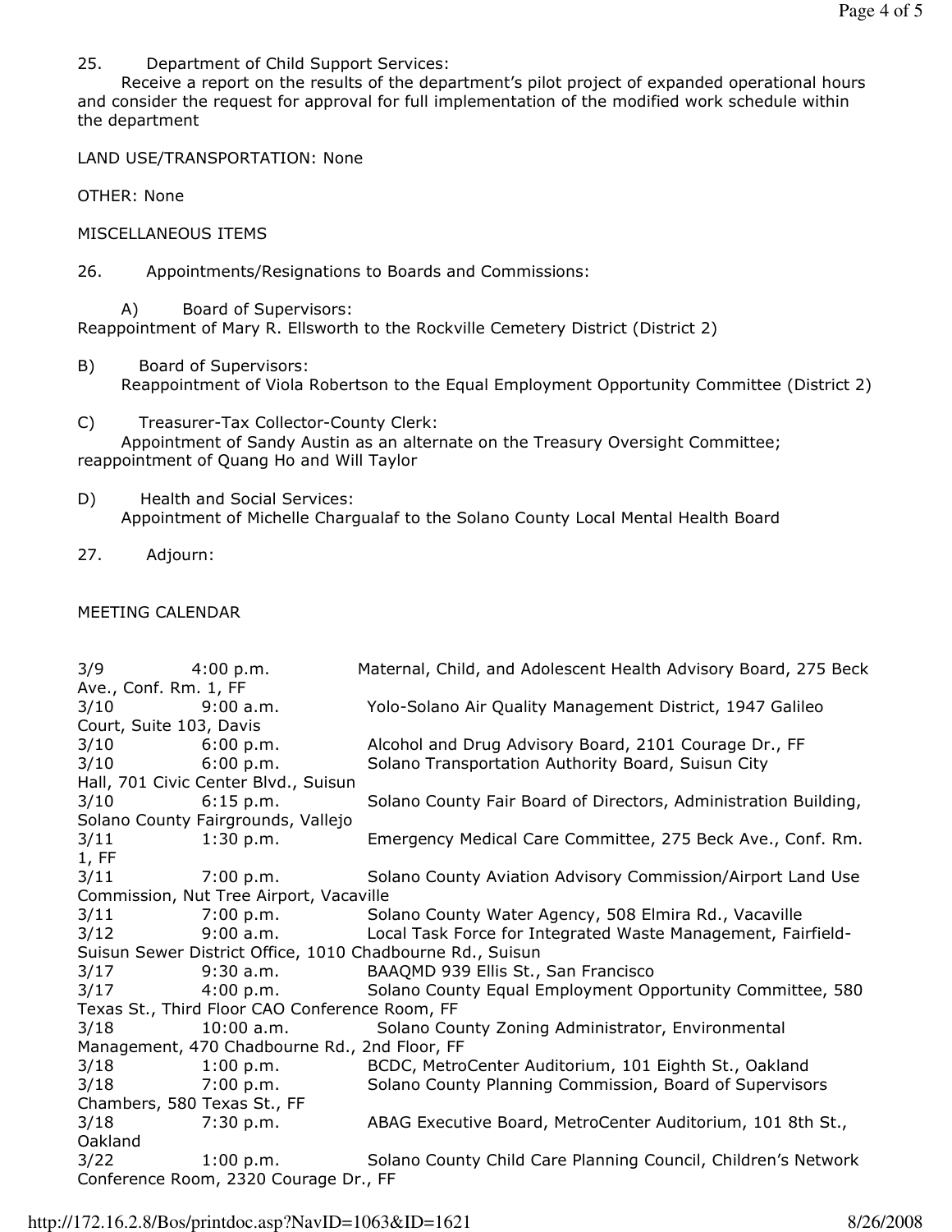25. Department of Child Support Services:
Receive a report on the results of the department's pilot project of expanded operational hours and consider the request for approval for full implementation of the modified work schedule within the department

LAND USE/TRANSPORTATION: None

OTHER: None

MISCELLANEOUS ITEMS

26. Appointments/Resignations to Boards and Commissions:

A) Board of Supervisors:
Reappointment of Mary R. Ellsworth to the Rockville Cemetery District (District 2)

B) Board of Supervisors:
Reappointment of Viola Robertson to the Equal Employment Opportunity Committee (District 2)

C) Treasurer-Tax Collector-County Clerk:
Appointment of Sandy Austin as an alternate on the Treasury Oversight Committee; reappointment of Quang Ho and Will Taylor

D) Health and Social Services:
Appointment of Michelle Chargualaf to the Solano County Local Mental Health Board

27. Adjourn:

MEETING CALENDAR

| | | |
|---|---|---|
| 3/9 | 4:00 p.m. | Maternal, Child, and Adolescent Health Advisory Board, 275 Beck Ave., Conf. Rm. 1, FF |
| 3/10 | 9:00 a.m. | Yolo-Solano Air Quality Management District, 1947 Galileo Court, Suite 103, Davis |
| 3/10 | 6:00 p.m. | Alcohol and Drug Advisory Board, 2101 Courage Dr., FF |
| 3/10 | 6:00 p.m. | Solano Transportation Authority Board, Suisun City Hall, 701 Civic Center Blvd., Suisun |
| 3/10 | 6:15 p.m. | Solano County Fair Board of Directors, Administration Building, Solano County Fairgrounds, Vallejo |
| 3/11 | 1:30 p.m. | Emergency Medical Care Committee, 275 Beck Ave., Conf. Rm. 1, FF |
| 3/11 | 7:00 p.m. | Solano County Aviation Advisory Commission/Airport Land Use Commission, Nut Tree Airport, Vacaville |
| 3/11 | 7:00 p.m. | Solano County Water Agency, 508 Elmira Rd., Vacaville |
| 3/12 | 9:00 a.m. | Local Task Force for Integrated Waste Management, Fairfield-Suisun Sewer District Office, 1010 Chadbourne Rd., Suisun |
| 3/17 | 9:30 a.m. | BAAQMD 939 Ellis St., San Francisco |
| 3/17 | 4:00 p.m. | Solano County Equal Employment Opportunity Committee, 580 Texas St., Third Floor CAO Conference Room, FF |
| 3/18 | 10:00 a.m. | Solano County Zoning Administrator, Environmental Management, 470 Chadbourne Rd., 2nd Floor, FF |
| 3/18 | 1:00 p.m. | BCDC, MetroCenter Auditorium, 101 Eighth St., Oakland |
| 3/18 | 7:00 p.m. | Solano County Planning Commission, Board of Supervisors Chambers, 580 Texas St., FF |
| 3/18 | 7:30 p.m. | ABAG Executive Board, MetroCenter Auditorium, 101 8th St., Oakland |
| 3/22 | 1:00 p.m. | Solano County Child Care Planning Council, Children's Network Conference Room, 2320 Courage Dr., FF |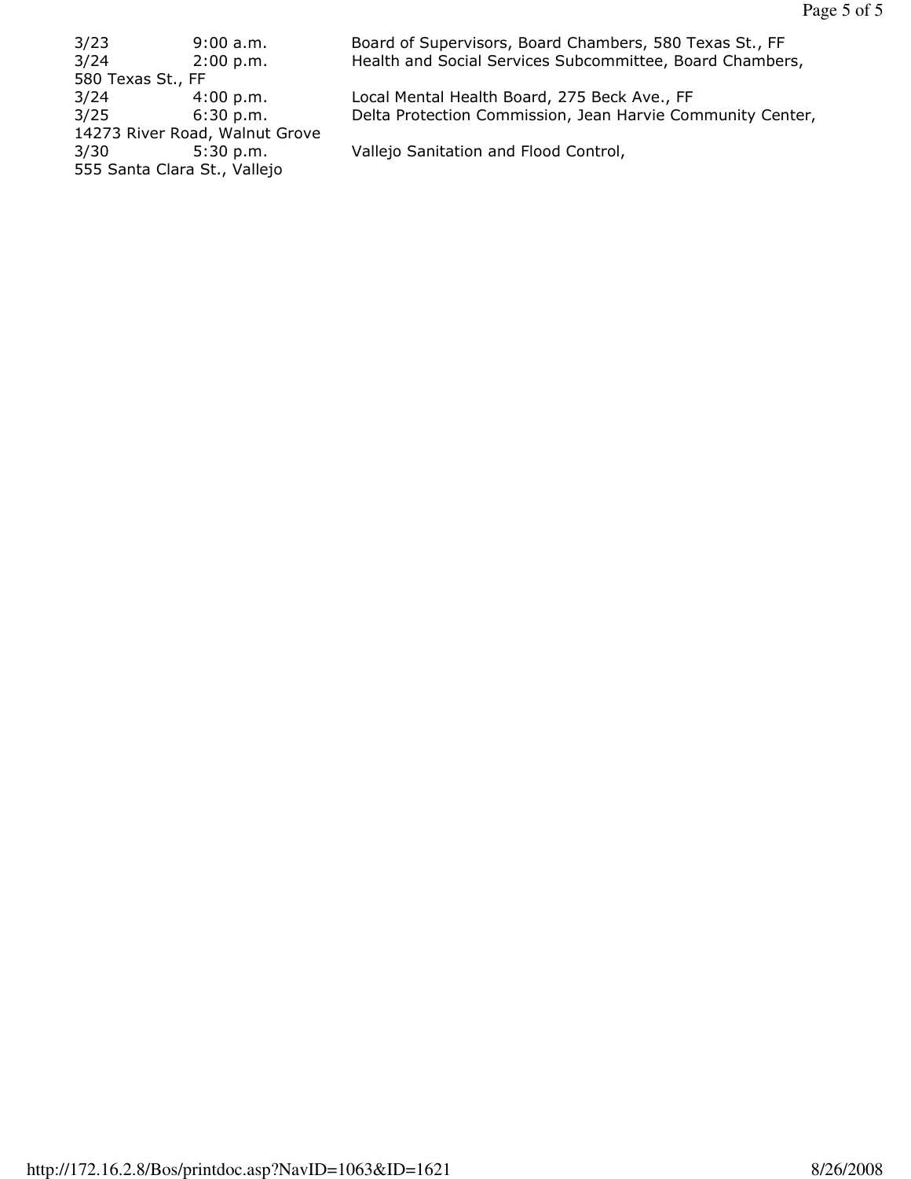| | | |
|---|---|---|
| 3/23 | 9:00 a.m. | Board of Supervisors, Board Chambers, 580 Texas St., FF |
| 3/24 | 2:00 p.m. | Health and Social Services Subcommittee, Board Chambers, 580 Texas St., FF |
| 3/24 | 4:00 p.m. | Local Mental Health Board, 275 Beck Ave., FF |
| 3/25 | 6:30 p.m. | Delta Protection Commission, Jean Harvie Community Center, 14273 River Road, Walnut Grove |
| 3/30 | 5:30 p.m. | Vallejo Sanitation and Flood Control, 555 Santa Clara St., Vallejo |